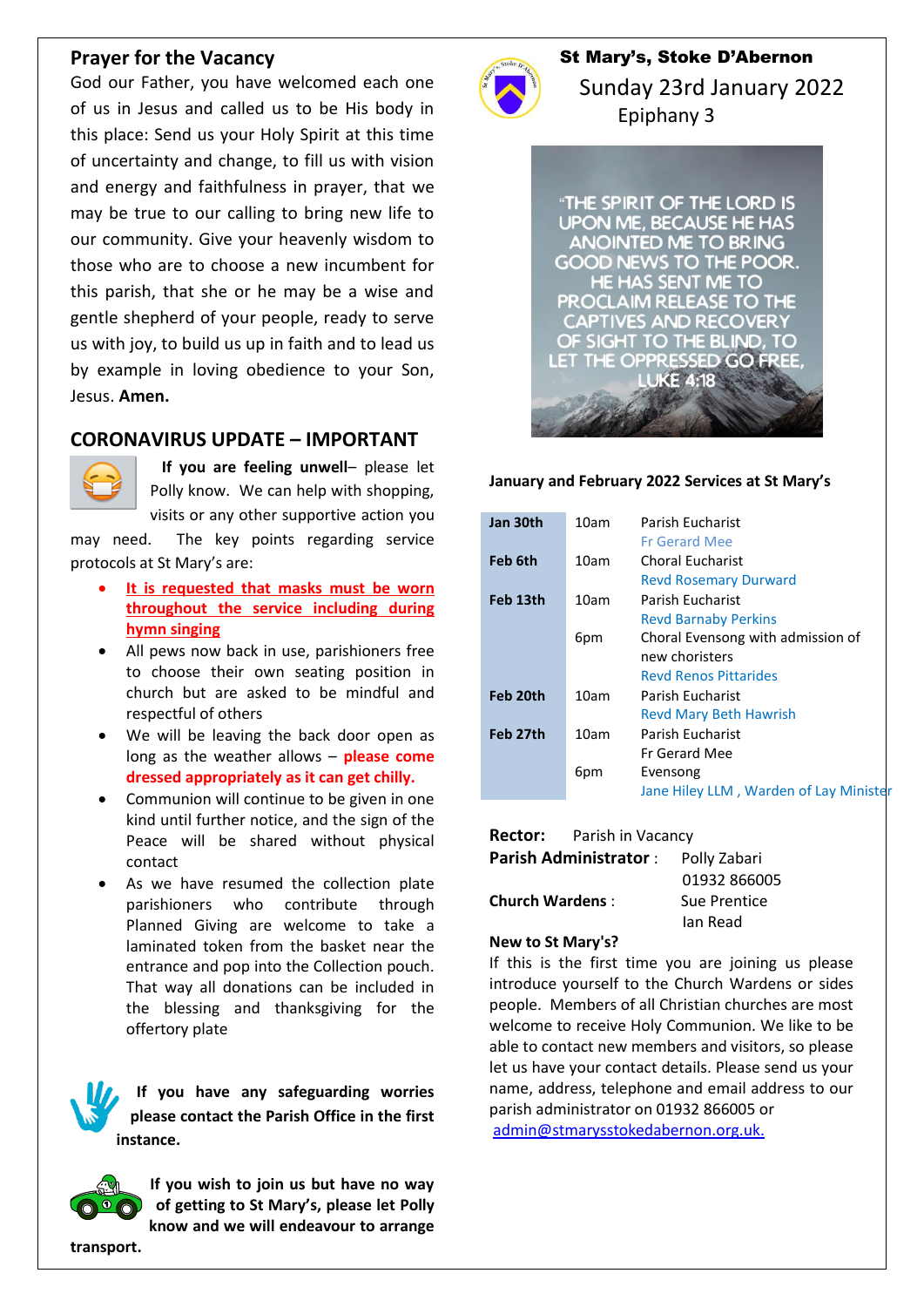## Prayer for the Vacancy

God our Father, you have welcomed each one of us in Jesus and called us to be His body in this place: Send us your Holy Spirit at this time of uncertainty and change, to fill us with vision and energy and faithfulness in prayer, that we may be true to our calling to bring new life to our community. Give your heavenly wisdom to those who are to choose a new incumbent for this parish, that she or he may be a wise and gentle shepherd of your people, ready to serve us with joy, to build us up in faith and to lead us by example in loving obedience to your Son, Jesus. **Amen.**

## CORONAVIRUS UPDATE – IMPORTANT

**If you are feeling unwell**– please let Polly know. We can help with shopping, visits or any other supportive action you may need. The key points regarding service protocols at St Mary's are:

- **It is requested that masks must be worn throughout the service including during hymn singing**
- All pews now back in use, parishioners free to choose their own seating position in church but are asked to be mindful and respectful of others
- We will be leaving the back door open as long as the weather allows – **please come dressed appropriately as it can get chilly.**
- Communion will continue to be given in one kind until further notice, and the sign of the Peace will be shared without physical contact
- As we have resumed the collection plate parishioners who contribute through Planned Giving are welcome to take a laminated token from the basket near the entrance and pop into the Collection pouch. That way all donations can be included in the blessing and thanksgiving for the offertory plate

**If you have any safeguarding worries please contact the Parish Office in the first instance.**

**If you wish to join us but have no way of getting to St Mary's, please let Polly know and we will endeavour to arrange transport.**

# St Mary's, Stoke D'Abernon

## Sunday 23rd January 2022

### Epiphany 3

"THE SPIRIT OF THE LORD IS UPON ME, BECAUSE HE HAS ANOINTED ME TO BRING GOOD NEWS TO THE POOR. HE HAS SENT ME TO PROCLAIM RELEASE TO THE CAPTIVES AND RECOVERY OF SIGHT TO THE BLIND, TO LET THE OPPRESSED GO FREE. LUKE 4:18

**January and February 2022 Services at St Mary's**

| | | |
|---|---|---|
| **Jan 30th** | 10am | Parish Eucharist<br>Fr Gerard Mee |
| **Feb 6th** | 10am | Choral Eucharist<br>Revd Rosemary Durward |
| **Feb 13th** | 10am | Parish Eucharist<br>Revd Barnaby Perkins |
| | 6pm | Choral Evensong with admission of new choristers<br>Revd Renos Pittarides |
| **Feb 20th** | 10am | Parish Eucharist<br>Revd Mary Beth Hawrish |
| **Feb 27th** | 10am | Parish Eucharist<br>Fr Gerard Mee |
| | 6pm | Evensong<br>Jane Hiley LLM , Warden of Lay Minister |

**Rector:** Parish in Vacancy
**Parish Administrator** : Polly Zabari 01932 866005
**Church Wardens** : Sue Prentice, Ian Read

**New to St Mary's?**

If this is the first time you are joining us please introduce yourself to the Church Wardens or sides people. Members of all Christian churches are most welcome to receive Holy Communion. We like to be able to contact new members and visitors, so please let us have your contact details. Please send us your name, address, telephone and email address to our parish administrator on 01932 866005 or admin@stmarysstokedabernon.org.uk.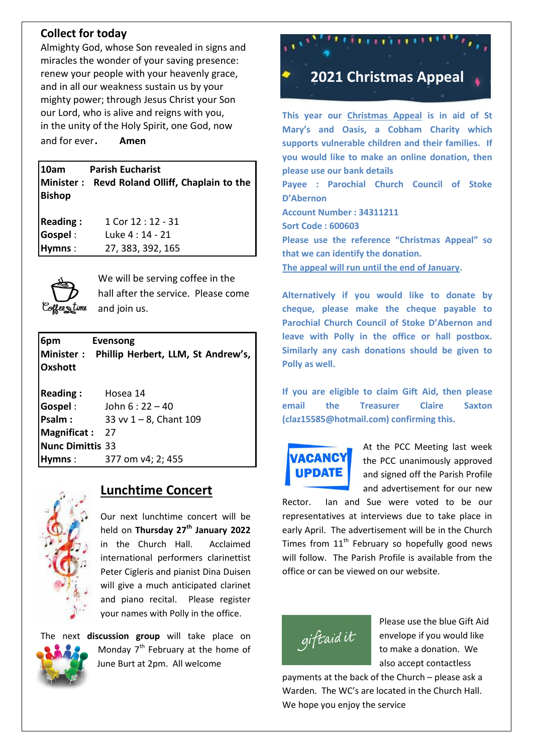## Collect for today

Almighty God, whose Son revealed in signs and miracles the wonder of your saving presence: renew your people with your heavenly grace, and in all our weakness sustain us by your mighty power; through Jesus Christ your Son our Lord, who is alive and reigns with you, in the unity of the Holy Spirit, one God, now and for ever. **Amen**

| | |
|---|---|
| **10am** | **Parish Eucharist** |
| **Minister :** | **Revd Roland Olliff, Chaplain to the Bishop** |
| **Reading :** | 1 Cor 12 : 12 - 31 |
| **Gospel** : | Luke 4 : 14 - 21 |
| **Hymns** : | 27, 383, 392, 165 |

We will be serving coffee in the hall after the service. Please come and join us.

| | |
|---|---|
| **6pm** | **Evensong** |
| **Minister :** | **Phillip Herbert, LLM, St Andrew's, Oxshott** |
| **Reading :** | Hosea 14 |
| **Gospel** : | John 6 : 22 – 40 |
| **Psalm :** | 33 vv 1 – 8, Chant 109 |
| **Magnificat :** | 27 |
| **Nunc Dimittis** | 33 |
| **Hymns** : | 377 om v4; 2; 455 |

## Lunchtime Concert

Our next lunchtime concert will be held on **Thursday 27th January 2022** in the Church Hall. Acclaimed international performers clarinettist Peter Cigleris and pianist Dina Duisen will give a much anticipated clarinet and piano recital. Please register your names with Polly in the office.

The next **discussion group** will take place on Monday 7th February at the home of June Burt at 2pm. All welcome

## 2021 Christmas Appeal

**This year our Christmas Appeal is in aid of St Mary's and Oasis, a Cobham Charity which supports vulnerable children and their families. If you would like to make an online donation, then please use our bank details**

**Payee : Parochial Church Council of Stoke D'Abernon**

**Account Number : 34311211**

**Sort Code : 600603**

**Please use the reference "Christmas Appeal" so that we can identify the donation.**

**The appeal will run until the end of January.**

**Alternatively if you would like to donate by cheque, please make the cheque payable to Parochial Church Council of Stoke D'Abernon and leave with Polly in the office or hall postbox. Similarly any cash donations should be given to Polly as well.**

**If you are eligible to claim Gift Aid, then please email the Treasurer Claire Saxton (claz15585@hotmail.com) confirming this.**

**VACANCY UPDATE**

At the PCC Meeting last week the PCC unanimously approved and signed off the Parish Profile and advertisement for our new Rector. Ian and Sue were voted to be our representatives at interviews due to take place in early April. The advertisement will be in the Church Times from 11th February so hopefully good news will follow. The Parish Profile is available from the office or can be viewed on our website.

giftaid it

Please use the blue Gift Aid envelope if you would like to make a donation. We also accept contactless payments at the back of the Church – please ask a Warden. The WC's are located in the Church Hall. We hope you enjoy the service